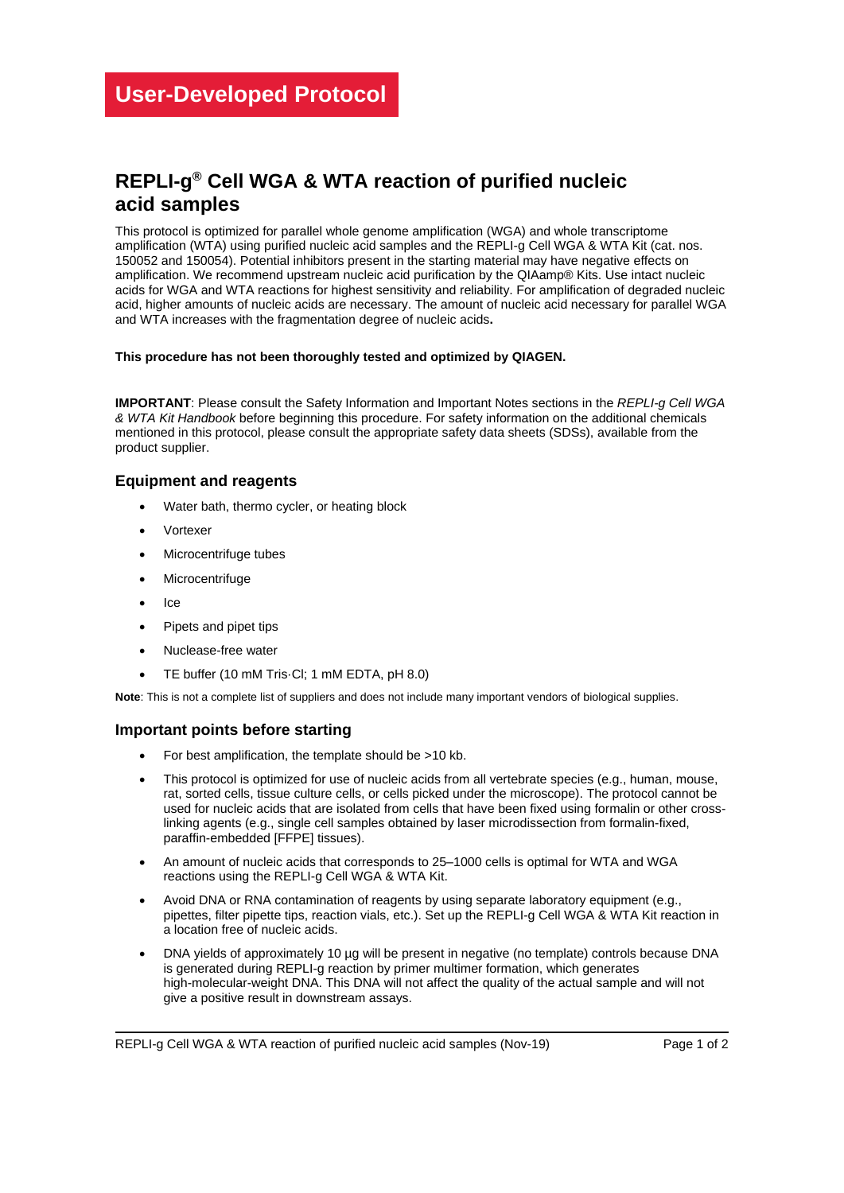# User-Developed Protocol

## REPLI-g® Cell WGA & WTA reaction of purified nucleic acid samples

This protocol is optimized for parallel whole genome amplification (WGA) and whole transcriptome amplification (WTA) using purified nucleic acid samples and the REPLI-g Cell WGA & WTA Kit (cat. nos. 150052 and 150054). Potential inhibitors present in the starting material may have negative effects on amplification. We recommend upstream nucleic acid purification by the QIAamp® Kits. Use intact nucleic acids for WGA and WTA reactions for highest sensitivity and reliability. For amplification of degraded nucleic acid, higher amounts of nucleic acids are necessary. The amount of nucleic acid necessary for parallel WGA and WTA increases with the fragmentation degree of nucleic acids**.**

**This procedure has not been thoroughly tested and optimized by QIAGEN.**

**IMPORTANT**: Please consult the Safety Information and Important Notes sections in the *REPLI-g Cell WGA & WTA Kit Handbook* before beginning this procedure. For safety information on the additional chemicals mentioned in this protocol, please consult the appropriate safety data sheets (SDSs), available from the product supplier.

### Equipment and reagents

- Water bath, thermo cycler, or heating block
- Vortexer
- Microcentrifuge tubes
- Microcentrifuge
- Ice
- Pipets and pipet tips
- Nuclease-free water
- TE buffer (10 mM Tris·Cl; 1 mM EDTA, pH 8.0)

**Note**: This is not a complete list of suppliers and does not include many important vendors of biological supplies.

### Important points before starting

- For best amplification, the template should be >10 kb.
- This protocol is optimized for use of nucleic acids from all vertebrate species (e.g., human, mouse, rat, sorted cells, tissue culture cells, or cells picked under the microscope). The protocol cannot be used for nucleic acids that are isolated from cells that have been fixed using formalin or other cross-linking agents (e.g., single cell samples obtained by laser microdissection from formalin-fixed, paraffin-embedded [FFPE] tissues).
- An amount of nucleic acids that corresponds to 25–1000 cells is optimal for WTA and WGA reactions using the REPLI-g Cell WGA & WTA Kit.
- Avoid DNA or RNA contamination of reagents by using separate laboratory equipment (e.g., pipettes, filter pipette tips, reaction vials, etc.). Set up the REPLI-g Cell WGA & WTA Kit reaction in a location free of nucleic acids.
- DNA yields of approximately 10 µg will be present in negative (no template) controls because DNA is generated during REPLI-g reaction by primer multimer formation, which generates high-molecular-weight DNA. This DNA will not affect the quality of the actual sample and will not give a positive result in downstream assays.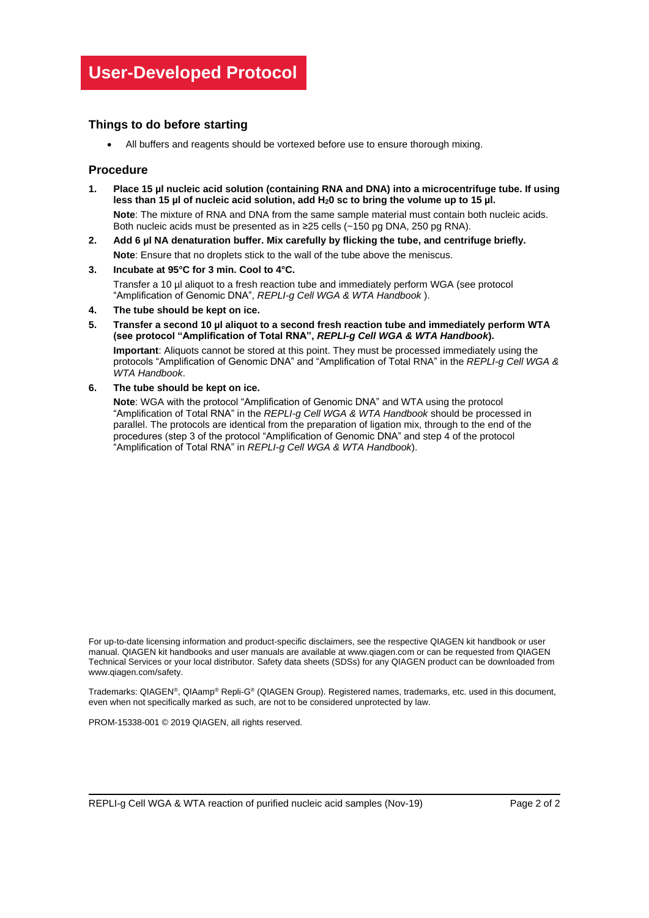# User-Developed Protocol

## Things to do before starting

- All buffers and reagents should be vortexed before use to ensure thorough mixing.

## Procedure

1. **Place 15 µl nucleic acid solution (containing RNA and DNA) into a microcentrifuge tube. If using less than 15 µl of nucleic acid solution, add $H_2$0 sc to bring the volume up to 15 µl.**

   **Note**: The mixture of RNA and DNA from the same sample material must contain both nucleic acids. Both nucleic acids must be presented as in ≥25 cells (~150 pg DNA, 250 pg RNA).

2. **Add 6 µl NA denaturation buffer. Mix carefully by flicking the tube, and centrifuge briefly.**

   **Note**: Ensure that no droplets stick to the wall of the tube above the meniscus.

3. **Incubate at 95°C for 3 min. Cool to 4°C.**

   Transfer a 10 µl aliquot to a fresh reaction tube and immediately perform WGA (see protocol "Amplification of Genomic DNA", *REPLI-g Cell WGA & WTA Handbook* ).

4. **The tube should be kept on ice.**

5. **Transfer a second 10 µl aliquot to a second fresh reaction tube and immediately perform WTA (see protocol "Amplification of Total RNA", *REPLI-g Cell WGA & WTA Handbook*).**

   **Important**: Aliquots cannot be stored at this point. They must be processed immediately using the protocols "Amplification of Genomic DNA" and "Amplification of Total RNA" in the *REPLI-g Cell WGA & WTA Handbook*.

6. **The tube should be kept on ice.**

   **Note**: WGA with the protocol "Amplification of Genomic DNA" and WTA using the protocol "Amplification of Total RNA" in the *REPLI-g Cell WGA & WTA Handbook* should be processed in parallel. The protocols are identical from the preparation of ligation mix, through to the end of the procedures (step 3 of the protocol "Amplification of Genomic DNA" and step 4 of the protocol "Amplification of Total RNA" in *REPLI-g Cell WGA & WTA Handbook*).

For up-to-date licensing information and product-specific disclaimers, see the respective QIAGEN kit handbook or user manual. QIAGEN kit handbooks and user manuals are available at www.qiagen.com or can be requested from QIAGEN Technical Services or your local distributor. Safety data sheets (SDSs) for any QIAGEN product can be downloaded from www.qiagen.com/safety.

Trademarks: QIAGEN®, QIAamp® Repli-G® (QIAGEN Group). Registered names, trademarks, etc. used in this document, even when not specifically marked as such, are not to be considered unprotected by law.

PROM-15338-001 © 2019 QIAGEN, all rights reserved.